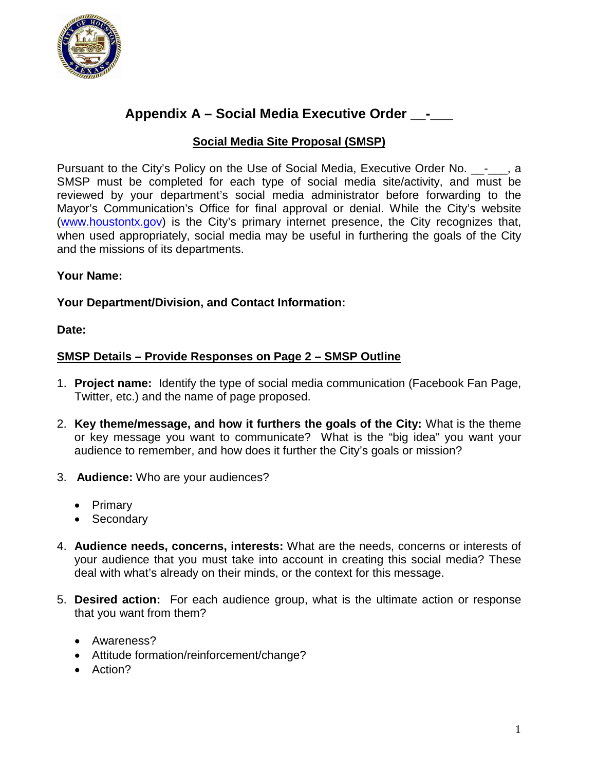# Appendix A – Social Media Executive Order __-___

## Social Media Site Proposal (SMSP)

Pursuant to the City's Policy on the Use of Social Media, Executive Order No. __-___, a SMSP must be completed for each type of social media site/activity, and must be reviewed by your department's social media administrator before forwarding to the Mayor's Communication's Office for final approval or denial. While the City's website (www.houstontx.gov) is the City's primary internet presence, the City recognizes that, when used appropriately, social media may be useful in furthering the goals of the City and the missions of its departments.

**Your Name:**

**Your Department/Division, and Contact Information:**

**Date:**

**SMSP Details – Provide Responses on Page 2 – SMSP Outline**

1. **Project name:** Identify the type of social media communication (Facebook Fan Page, Twitter, etc.) and the name of page proposed.

2. **Key theme/message, and how it furthers the goals of the City:** What is the theme or key message you want to communicate? What is the "big idea" you want your audience to remember, and how does it further the City's goals or mission?

3. **Audience:** Who are your audiences?
   - Primary
   - Secondary

4. **Audience needs, concerns, interests:** What are the needs, concerns or interests of your audience that you must take into account in creating this social media? These deal with what's already on their minds, or the context for this message.

5. **Desired action:** For each audience group, what is the ultimate action or response that you want from them?
   - Awareness?
   - Attitude formation/reinforcement/change?
   - Action?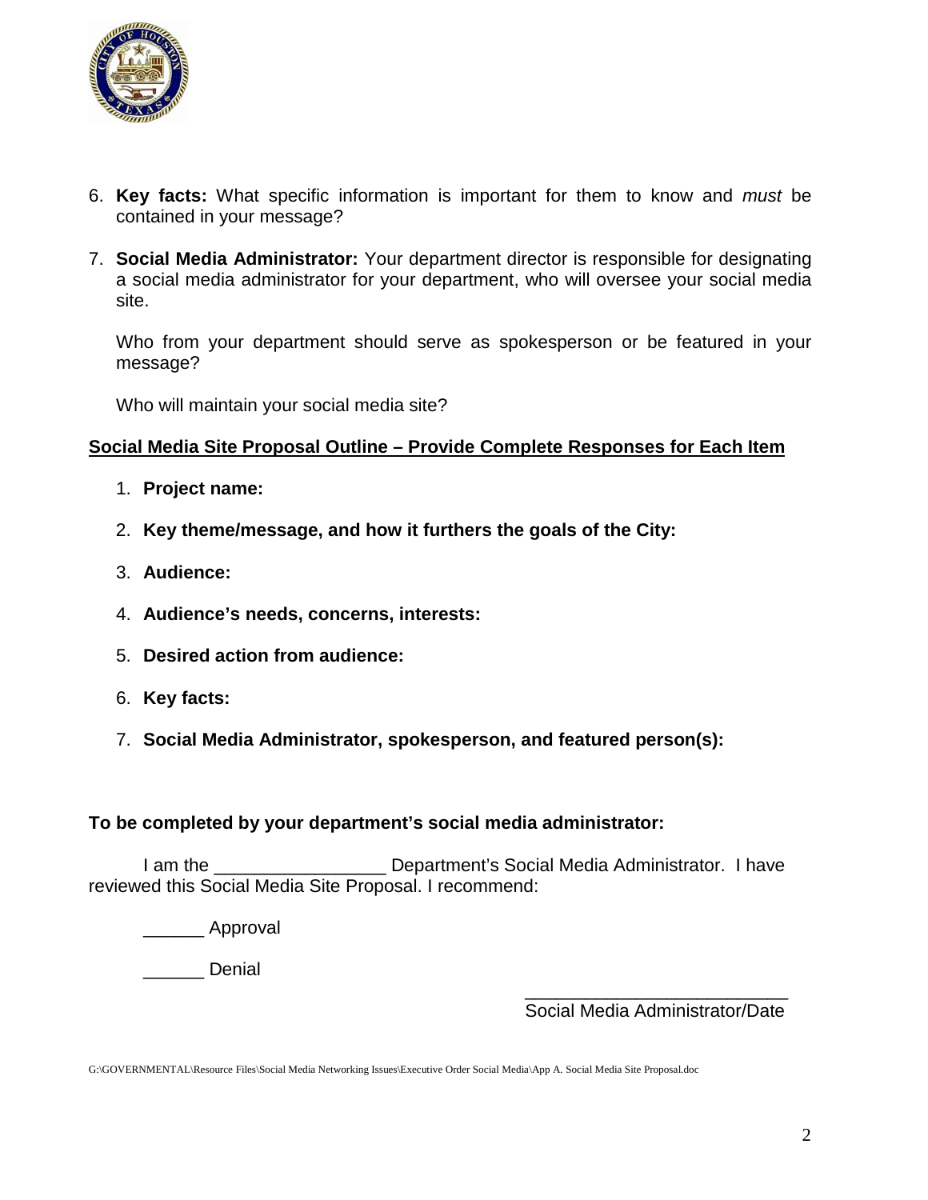6. **Key facts:** What specific information is important for them to know and *must* be contained in your message?

7. **Social Media Administrator:** Your department director is responsible for designating a social media administrator for your department, who will oversee your social media site.

   Who from your department should serve as spokesperson or be featured in your message?

   Who will maintain your social media site?

**<u>Social Media Site Proposal Outline – Provide Complete Responses for Each Item</u>**

1. **Project name:**

2. **Key theme/message, and how it furthers the goals of the City:**

3. **Audience:**

4. **Audience's needs, concerns, interests:**

5. **Desired action from audience:**

6. **Key facts:**

7. **Social Media Administrator, spokesperson, and featured person(s):**

**To be completed by your department's social media administrator:**

I am the _________________ Department's Social Media Administrator. I have reviewed this Social Media Site Proposal. I recommend:

______ Approval

______ Denial

___________________________
Social Media Administrator/Date

G:\GOVERNMENTAL\Resource Files\Social Media Networking Issues\Executive Order Social Media\App A. Social Media Site Proposal.doc